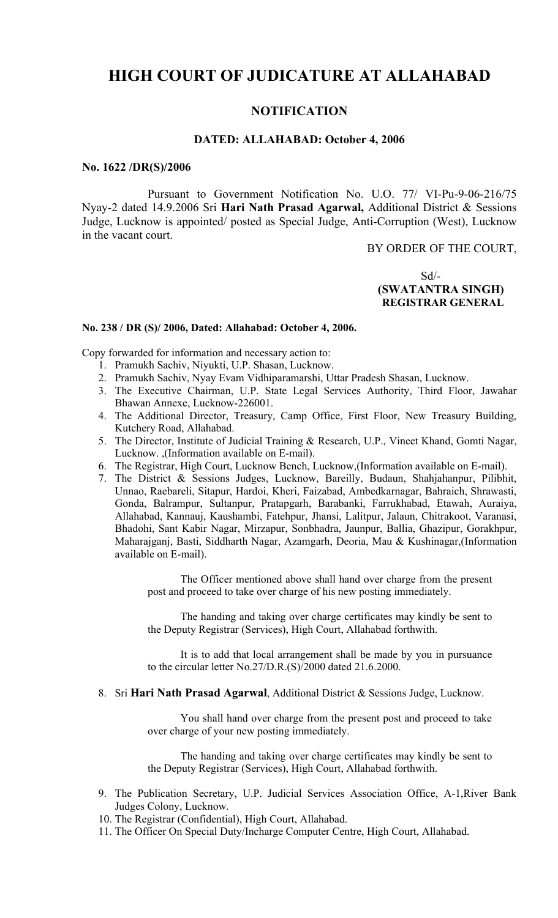# HIGH COURT OF JUDICATURE AT ALLAHABAD

## NOTIFICATION

### DATED: ALLAHABAD: October 4, 2006

**No. 1622 /DR(S)/2006**

Pursuant to Government Notification No. U.O. 77/ VI-Pu-9-06-216/75 Nyay-2 dated 14.9.2006 Sri **Hari Nath Prasad Agarwal,** Additional District & Sessions Judge, Lucknow is appointed/ posted as Special Judge, Anti-Corruption (West), Lucknow in the vacant court.

BY ORDER OF THE COURT,

Sd/-
**(SWATANTRA SINGH)**
**REGISTRAR GENERAL**

**No. 238 / DR (S)/ 2006, Dated: Allahabad: October 4, 2006.**

Copy forwarded for information and necessary action to:

1. Pramukh Sachiv, Niyukti, U.P. Shasan, Lucknow.
2. Pramukh Sachiv, Nyay Evam Vidhiparamarshi, Uttar Pradesh Shasan, Lucknow.
3. The Executive Chairman, U.P. State Legal Services Authority, Third Floor, Jawahar Bhawan Annexe, Lucknow-226001.
4. The Additional Director, Treasury, Camp Office, First Floor, New Treasury Building, Kutchery Road, Allahabad.
5. The Director, Institute of Judicial Training & Research, U.P., Vineet Khand, Gomti Nagar, Lucknow. ,(Information available on E-mail).
6. The Registrar, High Court, Lucknow Bench, Lucknow,(Information available on E-mail).
7. The District & Sessions Judges, Lucknow, Bareilly, Budaun, Shahjahanpur, Pilibhit, Unnao, Raebareli, Sitapur, Hardoi, Kheri, Faizabad, Ambedkarnagar, Bahraich, Shrawasti, Gonda, Balrampur, Sultanpur, Pratapgarh, Barabanki, Farrukhabad, Etawah, Auraiya, Allahabad, Kannauj, Kaushambi, Fatehpur, Jhansi, Lalitpur, Jalaun, Chitrakoot, Varanasi, Bhadohi, Sant Kabir Nagar, Mirzapur, Sonbhadra, Jaunpur, Ballia, Ghazipur, Gorakhpur, Maharajganj, Basti, Siddharth Nagar, Azamgarh, Deoria, Mau & Kushinagar,(Information available on E-mail).

   The Officer mentioned above shall hand over charge from the present post and proceed to take over charge of his new posting immediately.

   The handing and taking over charge certificates may kindly be sent to the Deputy Registrar (Services), High Court, Allahabad forthwith.

   It is to add that local arrangement shall be made by you in pursuance to the circular letter No.27/D.R.(S)/2000 dated 21.6.2000.

8. Sri **Hari Nath Prasad Agarwal**, Additional District & Sessions Judge, Lucknow.

   You shall hand over charge from the present post and proceed to take over charge of your new posting immediately.

   The handing and taking over charge certificates may kindly be sent to the Deputy Registrar (Services), High Court, Allahabad forthwith.

9. The Publication Secretary, U.P. Judicial Services Association Office, A-1,River Bank Judges Colony, Lucknow.
10. The Registrar (Confidential), High Court, Allahabad.
11. The Officer On Special Duty/Incharge Computer Centre, High Court, Allahabad.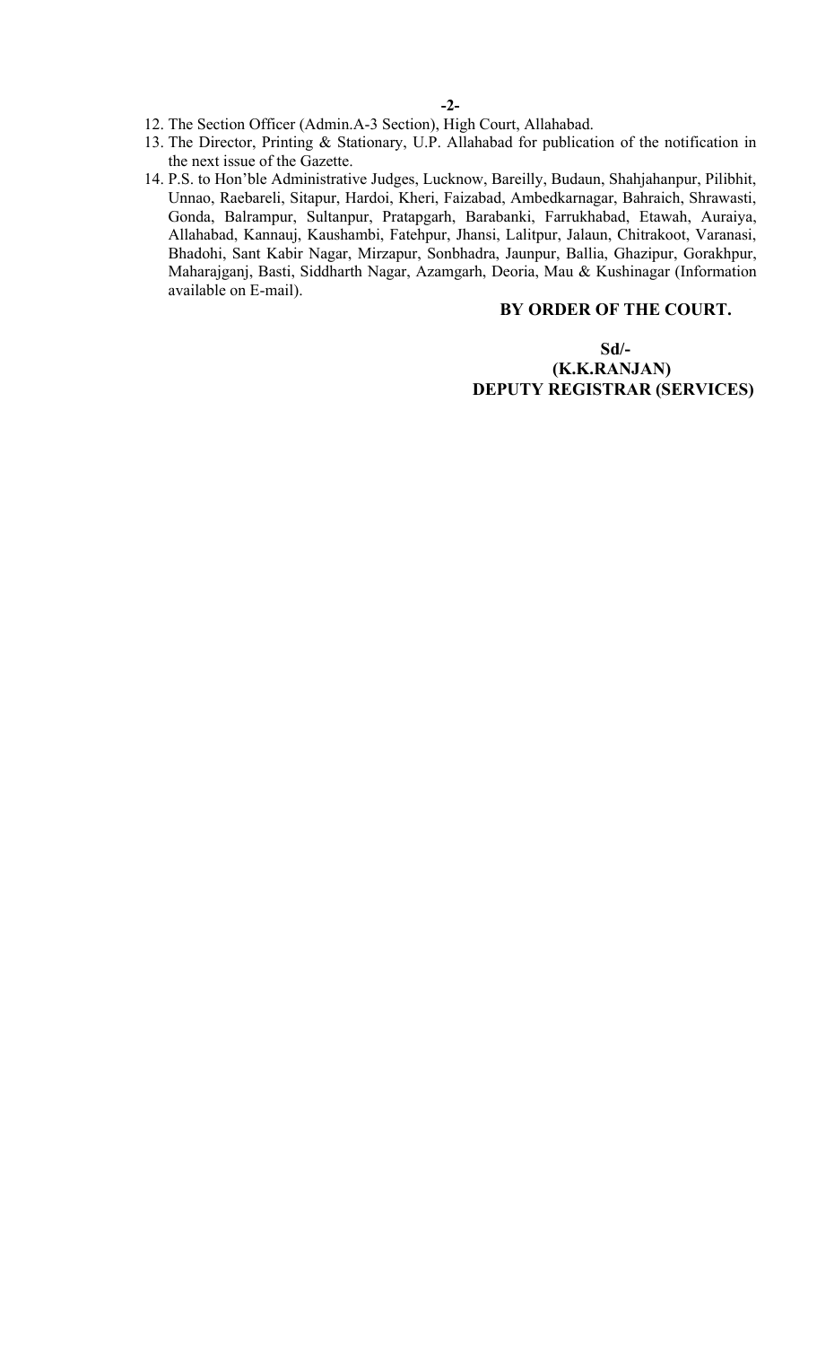12. The Section Officer (Admin.A-3 Section), High Court, Allahabad.
13. The Director, Printing & Stationary, U.P. Allahabad for publication of the notification in the next issue of the Gazette.
14. P.S. to Hon'ble Administrative Judges, Lucknow, Bareilly, Budaun, Shahjahanpur, Pilibhit, Unnao, Raebareli, Sitapur, Hardoi, Kheri, Faizabad, Ambedkarnagar, Bahraich, Shrawasti, Gonda, Balrampur, Sultanpur, Pratapgarh, Barabanki, Farrukhabad, Etawah, Auraiya, Allahabad, Kannauj, Kaushambi, Fatehpur, Jhansi, Lalitpur, Jalaun, Chitrakoot, Varanasi, Bhadohi, Sant Kabir Nagar, Mirzapur, Sonbhadra, Jaunpur, Ballia, Ghazipur, Gorakhpur, Maharajganj, Basti, Siddharth Nagar, Azamgarh, Deoria, Mau & Kushinagar (Information available on E-mail).

**BY ORDER OF THE COURT.**

**Sd/-**
**(K.K.RANJAN)**
**DEPUTY REGISTRAR (SERVICES)**